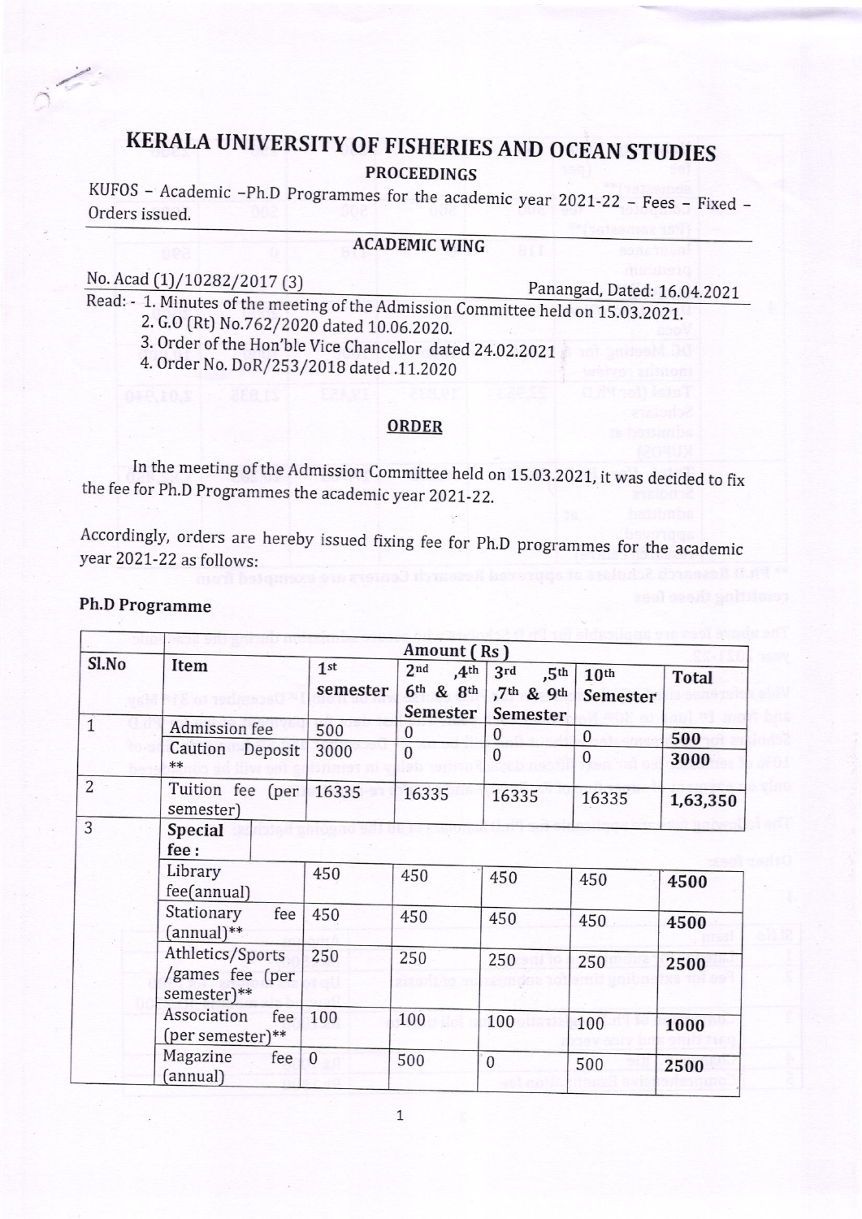# KERALA UNIVERSITY OF FISHERIES AND OCEAN STUDIES

## PROCEEDINGS

KUFOS – Academic –Ph.D Programmes for the academic year 2021-22 – Fees – Fixed – Orders issued.

### ACADEMIC WING

No. Acad (1)/10282/2017 (3) Panangad, Dated: 16.04.2021

Read: - 1. Minutes of the meeting of the Admission Committee held on 15.03.2021.
2. G.O (Rt) No.762/2020 dated 10.06.2020.
3. Order of the Hon'ble Vice Chancellor dated 24.02.2021
4. Order No. DoR/253/2018 dated .11.2020

### ORDER

In the meeting of the Admission Committee held on 15.03.2021, it was decided to fix the fee for Ph.D Programmes the academic year 2021-22.

Accordingly, orders are hereby issued fixing fee for Ph.D programmes for the academic year 2021-22 as follows:

### Ph.D Programme

| Sl.No | Item | Amount ( Rs ) | | | | |
|---|---|---|---|---|---|---|
| | | 1st semester | 2nd ,4th 6th & 8th Semester | 3rd ,5th ,7th & 9th Semester | 10th Semester | Total |
| 1 | Admission fee | 500 | 0 | 0 | 0 | **500** |
| | Caution Deposit ** | 3000 | 0 | 0 | 0 | **3000** |
| 2 | Tuition fee (per semester) | 16335 | 16335 | 16335 | 16335 | **1,63,350** |
| 3 | **Special fee :** | | | | | |
| | Library fee(annual) | 450 | 450 | 450 | 450 | **4500** |
| | Stationary fee (annual)** | 450 | 450 | 450 | 450 | **4500** |
| | Athletics/Sports /games fee (per semester)** | 250 | 250 | 250 | 250 | **2500** |
| | Association fee (per semester)** | 100 | 100 | 100 | 100 | **1000** |
| | Magazine fee (annual) | 0 | 500 | 0 | 500 | **2500** |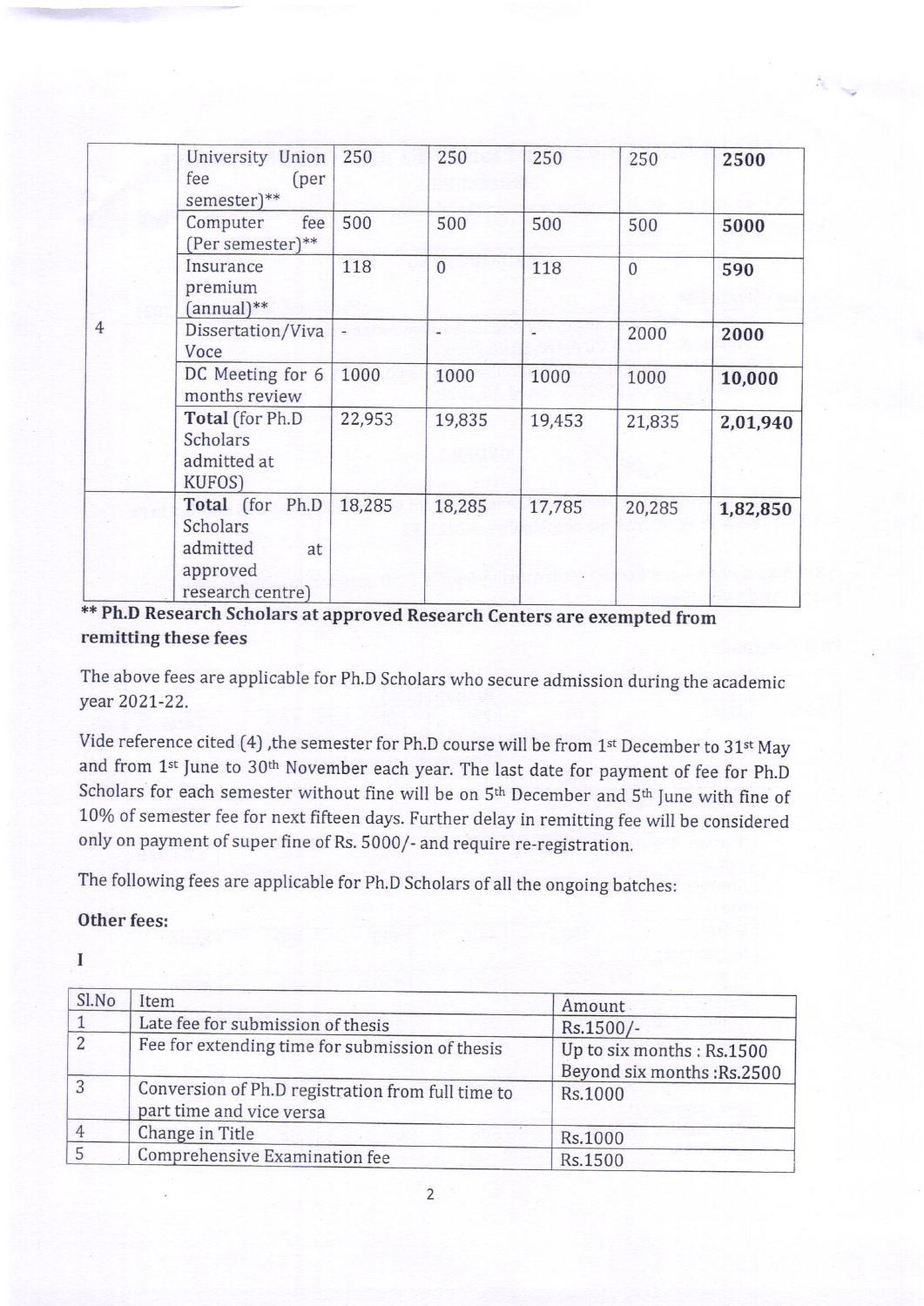| | | | | | | |
|---|---|---|---|---|---|---|
| 4 | University Union fee (per semester)** | 250 | 250 | 250 | 250 | **2500** |
| | Computer fee (Per semester)** | 500 | 500 | 500 | 500 | **5000** |
| | Insurance premium (annual)** | 118 | 0 | 118 | 0 | **590** |
| | Dissertation/Viva Voce | - | - | - | 2000 | **2000** |
| | DC Meeting for 6 months review | 1000 | 1000 | 1000 | 1000 | **10,000** |
| | **Total** (for Ph.D Scholars admitted at KUFOS) | 22,953 | 19,835 | 19,453 | 21,835 | **2,01,940** |
| | **Total** (for Ph.D Scholars admitted at approved research centre) | 18,285 | 18,285 | 17,785 | 20,285 | **1,82,850** |

**** Ph.D Research Scholars at approved Research Centers are exempted from remitting these fees**

The above fees are applicable for Ph.D Scholars who secure admission during the academic year 2021-22.

Vide reference cited (4) ,the semester for Ph.D course will be from 1st December to 31st May and from 1st June to 30th November each year. The last date for payment of fee for Ph.D Scholars for each semester without fine will be on 5th December and 5th June with fine of 10% of semester fee for next fifteen days. Further delay in remitting fee will be considered only on payment of super fine of Rs. 5000/- and require re-registration.

The following fees are applicable for Ph.D Scholars of all the ongoing batches:

**Other fees:**

I

| Sl.No | Item | Amount |
|---|---|---|
| 1 | Late fee for submission of thesis | Rs.1500/- |
| 2 | Fee for extending time for submission of thesis | Up to six months : Rs.1500<br>Beyond six months :Rs.2500 |
| 3 | Conversion of Ph.D registration from full time to part time and vice versa | Rs.1000 |
| 4 | Change in Title | Rs.1000 |
| 5 | Comprehensive Examination fee | Rs.1500 |